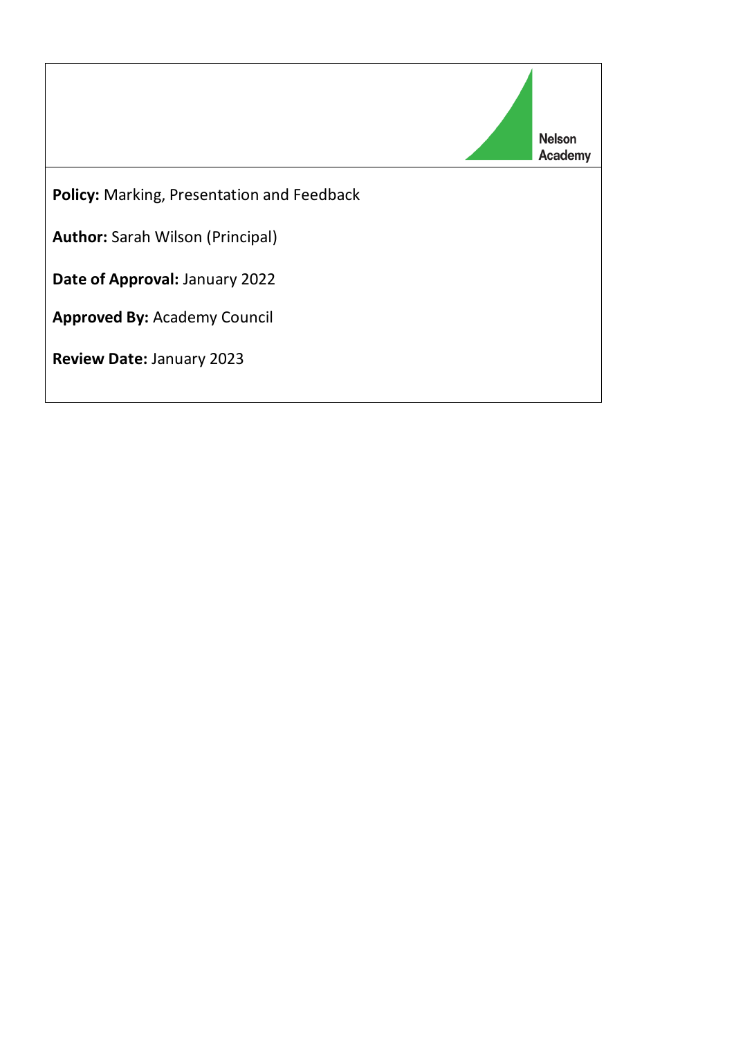Nelson Academy

**Policy:** Marking, Presentation and Feedback

**Author:** Sarah Wilson (Principal)

**Date of Approval:** January 2022

**Approved By:** Academy Council

**Review Date:** January 2023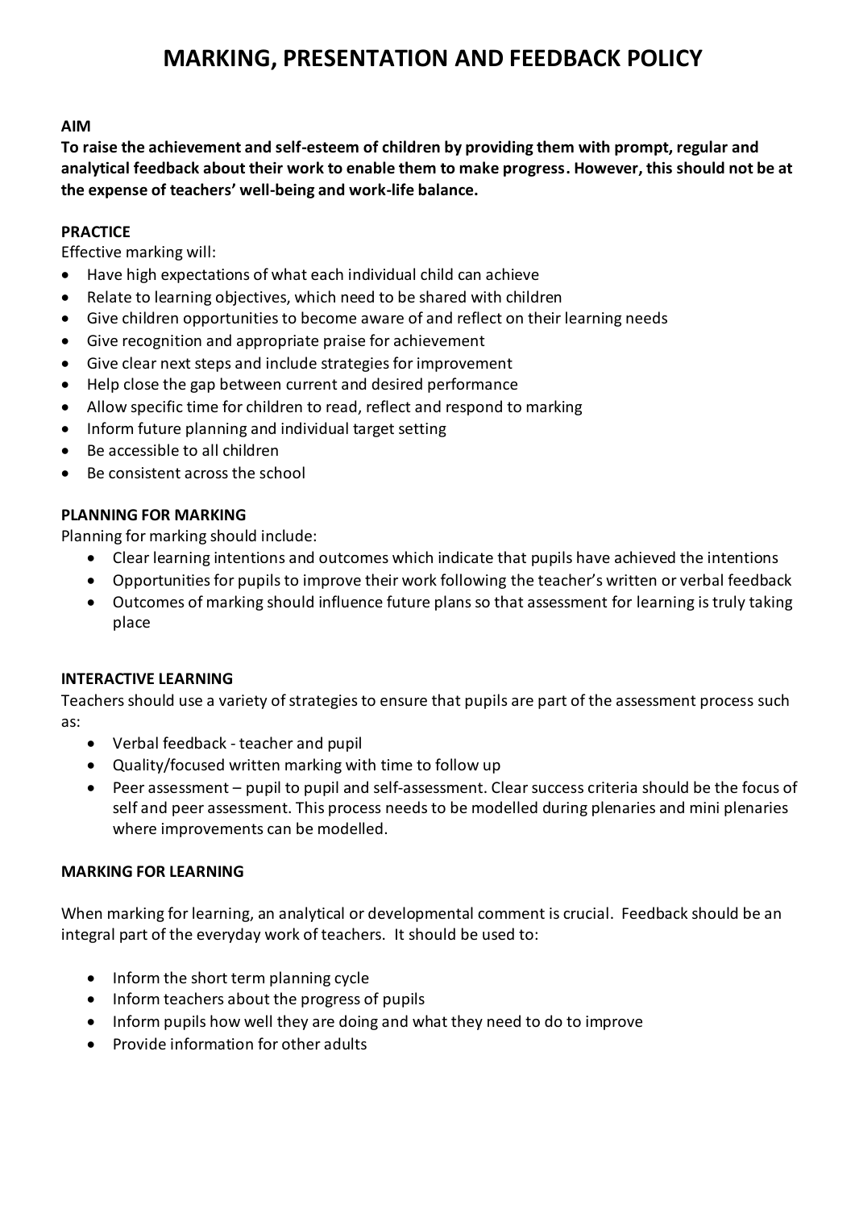# MARKING, PRESENTATION AND FEEDBACK POLICY

**AIM**

**To raise the achievement and self-esteem of children by providing them with prompt, regular and analytical feedback about their work to enable them to make progress. However, this should not be at the expense of teachers' well-being and work-life balance.**

**PRACTICE**

Effective marking will:

- Have high expectations of what each individual child can achieve
- Relate to learning objectives, which need to be shared with children
- Give children opportunities to become aware of and reflect on their learning needs
- Give recognition and appropriate praise for achievement
- Give clear next steps and include strategies for improvement
- Help close the gap between current and desired performance
- Allow specific time for children to read, reflect and respond to marking
- Inform future planning and individual target setting
- Be accessible to all children
- Be consistent across the school

**PLANNING FOR MARKING**

Planning for marking should include:

- Clear learning intentions and outcomes which indicate that pupils have achieved the intentions
- Opportunities for pupils to improve their work following the teacher's written or verbal feedback
- Outcomes of marking should influence future plans so that assessment for learning is truly taking place

**INTERACTIVE LEARNING**

Teachers should use a variety of strategies to ensure that pupils are part of the assessment process such as:

- Verbal feedback - teacher and pupil
- Quality/focused written marking with time to follow up
- Peer assessment – pupil to pupil and self-assessment. Clear success criteria should be the focus of self and peer assessment. This process needs to be modelled during plenaries and mini plenaries where improvements can be modelled.

**MARKING FOR LEARNING**

When marking for learning, an analytical or developmental comment is crucial. Feedback should be an integral part of the everyday work of teachers. It should be used to:

- Inform the short term planning cycle
- Inform teachers about the progress of pupils
- Inform pupils how well they are doing and what they need to do to improve
- Provide information for other adults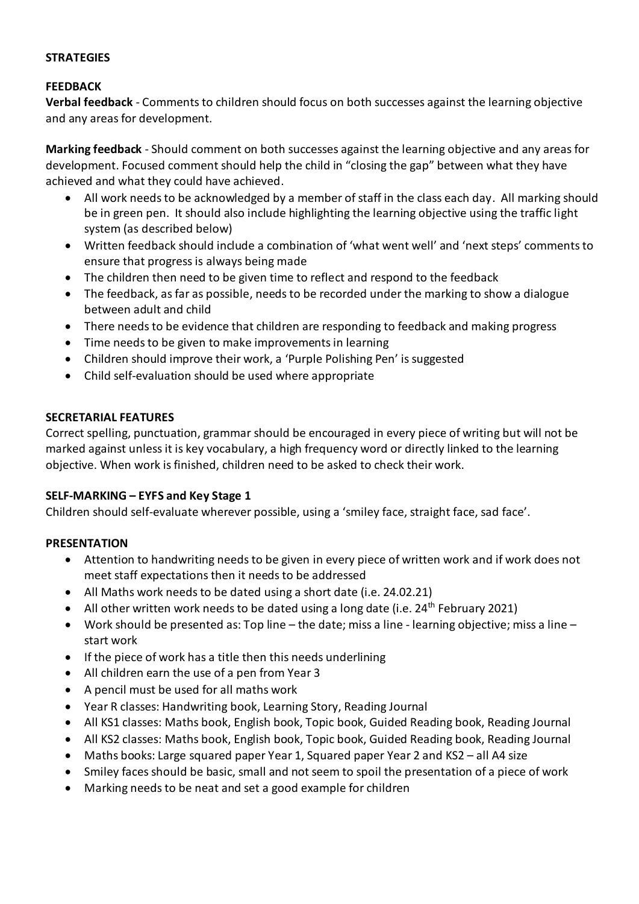**STRATEGIES**

**FEEDBACK**

**Verbal feedback** - Comments to children should focus on both successes against the learning objective and any areas for development.

**Marking feedback** - Should comment on both successes against the learning objective and any areas for development. Focused comment should help the child in "closing the gap" between what they have achieved and what they could have achieved.

- All work needs to be acknowledged by a member of staff in the class each day. All marking should be in green pen. It should also include highlighting the learning objective using the traffic light system (as described below)
- Written feedback should include a combination of 'what went well' and 'next steps' comments to ensure that progress is always being made
- The children then need to be given time to reflect and respond to the feedback
- The feedback, as far as possible, needs to be recorded under the marking to show a dialogue between adult and child
- There needs to be evidence that children are responding to feedback and making progress
- Time needs to be given to make improvements in learning
- Children should improve their work, a 'Purple Polishing Pen' is suggested
- Child self-evaluation should be used where appropriate

**SECRETARIAL FEATURES**

Correct spelling, punctuation, grammar should be encouraged in every piece of writing but will not be marked against unless it is key vocabulary, a high frequency word or directly linked to the learning objective. When work is finished, children need to be asked to check their work.

**SELF-MARKING – EYFS and Key Stage 1**

Children should self-evaluate wherever possible, using a 'smiley face, straight face, sad face'.

**PRESENTATION**

- Attention to handwriting needs to be given in every piece of written work and if work does not meet staff expectations then it needs to be addressed
- All Maths work needs to be dated using a short date (i.e. 24.02.21)
- All other written work needs to be dated using a long date (i.e. 24th February 2021)
- Work should be presented as: Top line – the date; miss a line - learning objective; miss a line – start work
- If the piece of work has a title then this needs underlining
- All children earn the use of a pen from Year 3
- A pencil must be used for all maths work
- Year R classes: Handwriting book, Learning Story, Reading Journal
- All KS1 classes: Maths book, English book, Topic book, Guided Reading book, Reading Journal
- All KS2 classes: Maths book, English book, Topic book, Guided Reading book, Reading Journal
- Maths books: Large squared paper Year 1, Squared paper Year 2 and KS2 – all A4 size
- Smiley faces should be basic, small and not seem to spoil the presentation of a piece of work
- Marking needs to be neat and set a good example for children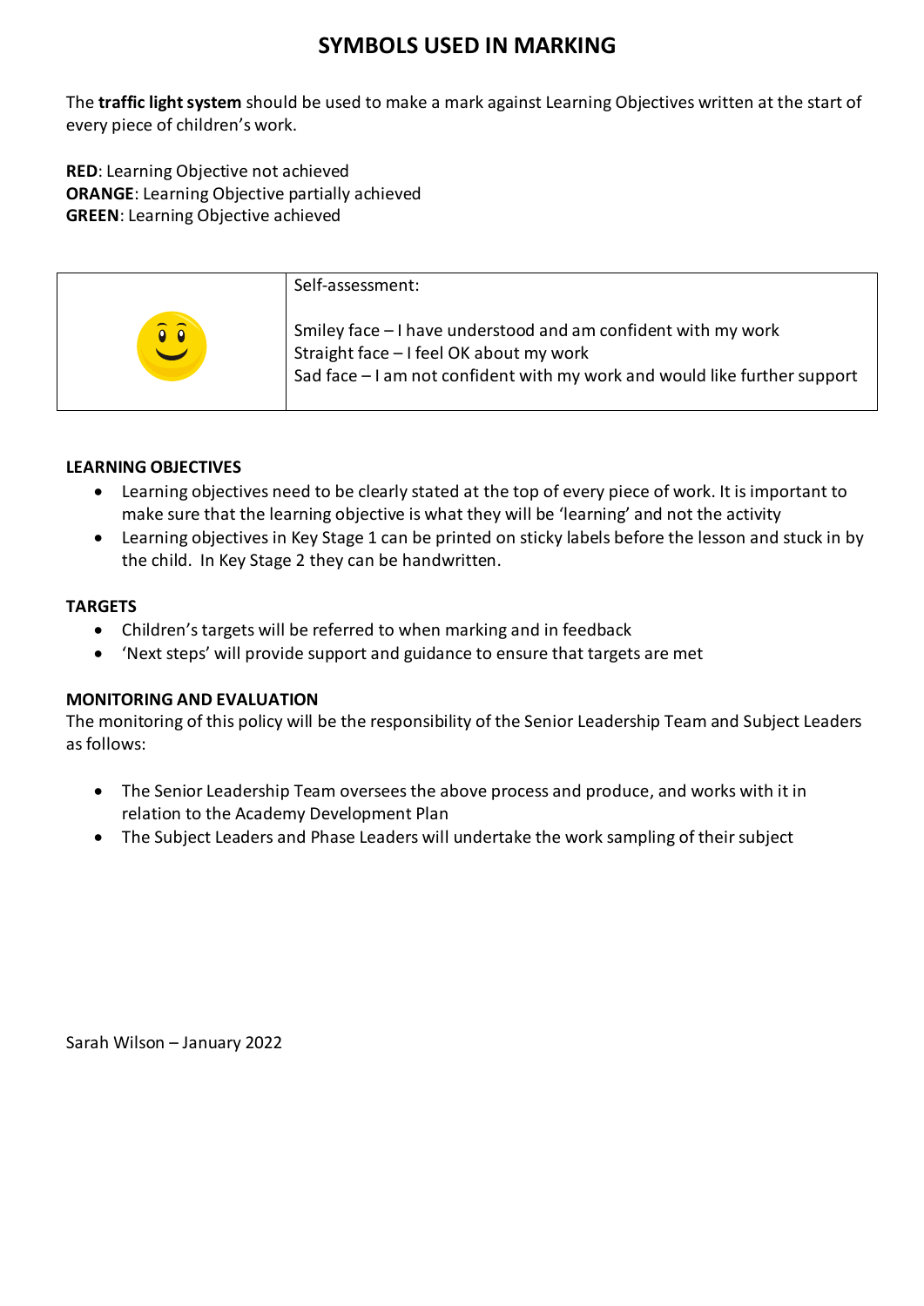# SYMBOLS USED IN MARKING

The **traffic light system** should be used to make a mark against Learning Objectives written at the start of every piece of children's work.

**RED**: Learning Objective not achieved
**ORANGE**: Learning Objective partially achieved
**GREEN**: Learning Objective achieved

| | |
|---|---|
| | Self-assessment:<br><br>Smiley face – I have understood and am confident with my work<br>Straight face – I feel OK about my work<br>Sad face – I am not confident with my work and would like further support |

**LEARNING OBJECTIVES**

- Learning objectives need to be clearly stated at the top of every piece of work. It is important to make sure that the learning objective is what they will be 'learning' and not the activity
- Learning objectives in Key Stage 1 can be printed on sticky labels before the lesson and stuck in by the child. In Key Stage 2 they can be handwritten.

**TARGETS**

- Children's targets will be referred to when marking and in feedback
- 'Next steps' will provide support and guidance to ensure that targets are met

**MONITORING AND EVALUATION**

The monitoring of this policy will be the responsibility of the Senior Leadership Team and Subject Leaders as follows:

- The Senior Leadership Team oversees the above process and produce, and works with it in relation to the Academy Development Plan
- The Subject Leaders and Phase Leaders will undertake the work sampling of their subject

Sarah Wilson – January 2022